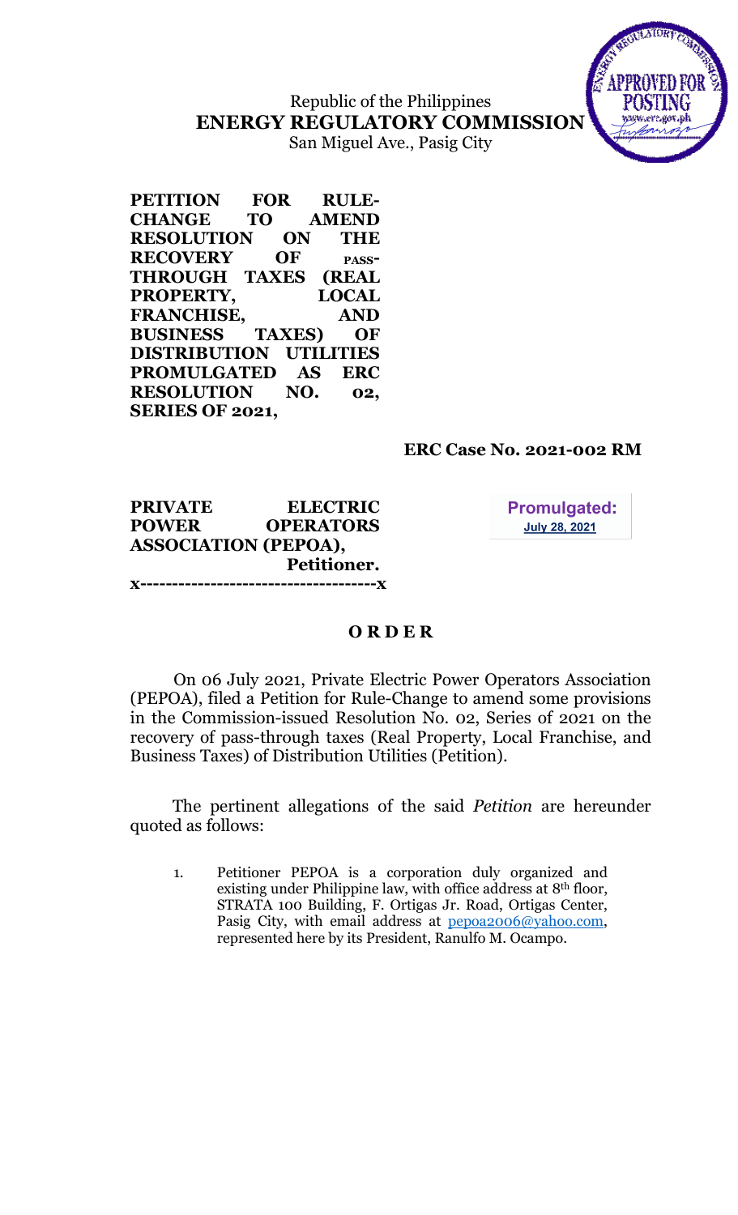Republic of the Philippines
**ENERGY REGULATORY COMMISSION**
San Miguel Ave., Pasig City

**PETITION FOR RULE-CHANGE TO AMEND RESOLUTION ON THE RECOVERY OF PASS-THROUGH TAXES (REAL PROPERTY, LOCAL FRANCHISE, AND BUSINESS TAXES) OF DISTRIBUTION UTILITIES PROMULGATED AS ERC RESOLUTION NO. 02, SERIES OF 2021,**

**ERC Case No. 2021-002 RM**

**PRIVATE ELECTRIC POWER OPERATORS ASSOCIATION (PEPOA),**
**Petitioner.**
**x-------------------------------------x**

**Promulgated:**
**July 28, 2021**

# O R D E R

On 06 July 2021, Private Electric Power Operators Association (PEPOA), filed a Petition for Rule-Change to amend some provisions in the Commission-issued Resolution No. 02, Series of 2021 on the recovery of pass-through taxes (Real Property, Local Franchise, and Business Taxes) of Distribution Utilities (Petition).

The pertinent allegations of the said *Petition* are hereunder quoted as follows:

1. Petitioner PEPOA is a corporation duly organized and existing under Philippine law, with office address at 8th floor, STRATA 100 Building, F. Ortigas Jr. Road, Ortigas Center, Pasig City, with email address at pepoa2006@yahoo.com, represented here by its President, Ranulfo M. Ocampo.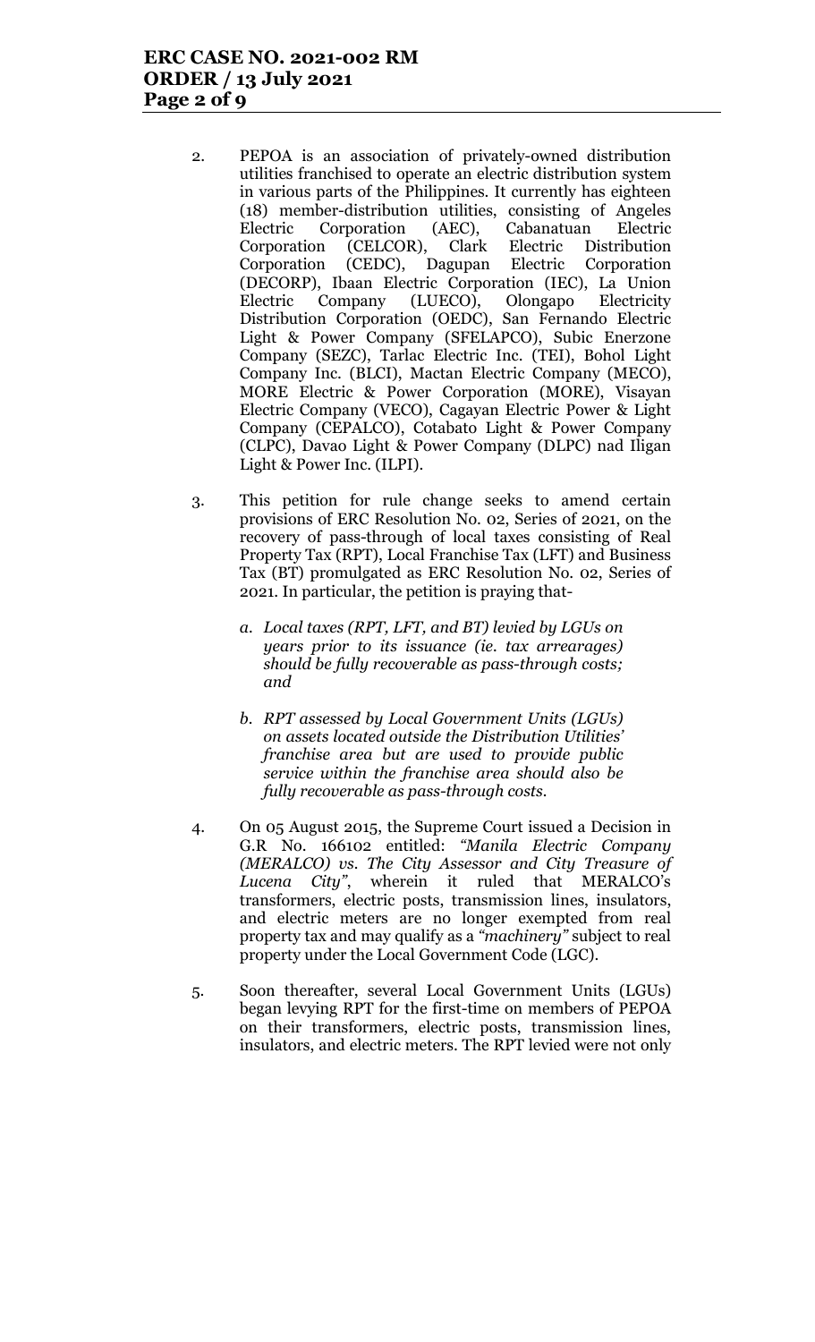2. PEPOA is an association of privately-owned distribution utilities franchised to operate an electric distribution system in various parts of the Philippines. It currently has eighteen (18) member-distribution utilities, consisting of Angeles Electric Corporation (AEC), Cabanatuan Electric Corporation (CELCOR), Clark Electric Distribution Corporation (CEDC), Dagupan Electric Corporation (DECORP), Ibaan Electric Corporation (IEC), La Union Electric Company (LUECO), Olongapo Electricity Distribution Corporation (OEDC), San Fernando Electric Light & Power Company (SFELAPCO), Subic Enerzone Company (SEZC), Tarlac Electric Inc. (TEI), Bohol Light Company Inc. (BLCI), Mactan Electric Company (MECO), MORE Electric & Power Corporation (MORE), Visayan Electric Company (VECO), Cagayan Electric Power & Light Company (CEPALCO), Cotabato Light & Power Company (CLPC), Davao Light & Power Company (DLPC) nad Iligan Light & Power Inc. (ILPI).

3. This petition for rule change seeks to amend certain provisions of ERC Resolution No. 02, Series of 2021, on the recovery of pass-through of local taxes consisting of Real Property Tax (RPT), Local Franchise Tax (LFT) and Business Tax (BT) promulgated as ERC Resolution No. 02, Series of 2021. In particular, the petition is praying that-

   a. *Local taxes (RPT, LFT, and BT) levied by LGUs on years prior to its issuance (ie. tax arrearages) should be fully recoverable as pass-through costs; and*

   b. *RPT assessed by Local Government Units (LGUs) on assets located outside the Distribution Utilities' franchise area but are used to provide public service within the franchise area should also be fully recoverable as pass-through costs.*

4. On 05 August 2015, the Supreme Court issued a Decision in G.R No. 166102 entitled: *"Manila Electric Company (MERALCO) vs. The City Assessor and City Treasure of Lucena City"*, wherein it ruled that MERALCO's transformers, electric posts, transmission lines, insulators, and electric meters are no longer exempted from real property tax and may qualify as a *"machinery"* subject to real property under the Local Government Code (LGC).

5. Soon thereafter, several Local Government Units (LGUs) began levying RPT for the first-time on members of PEPOA on their transformers, electric posts, transmission lines, insulators, and electric meters. The RPT levied were not only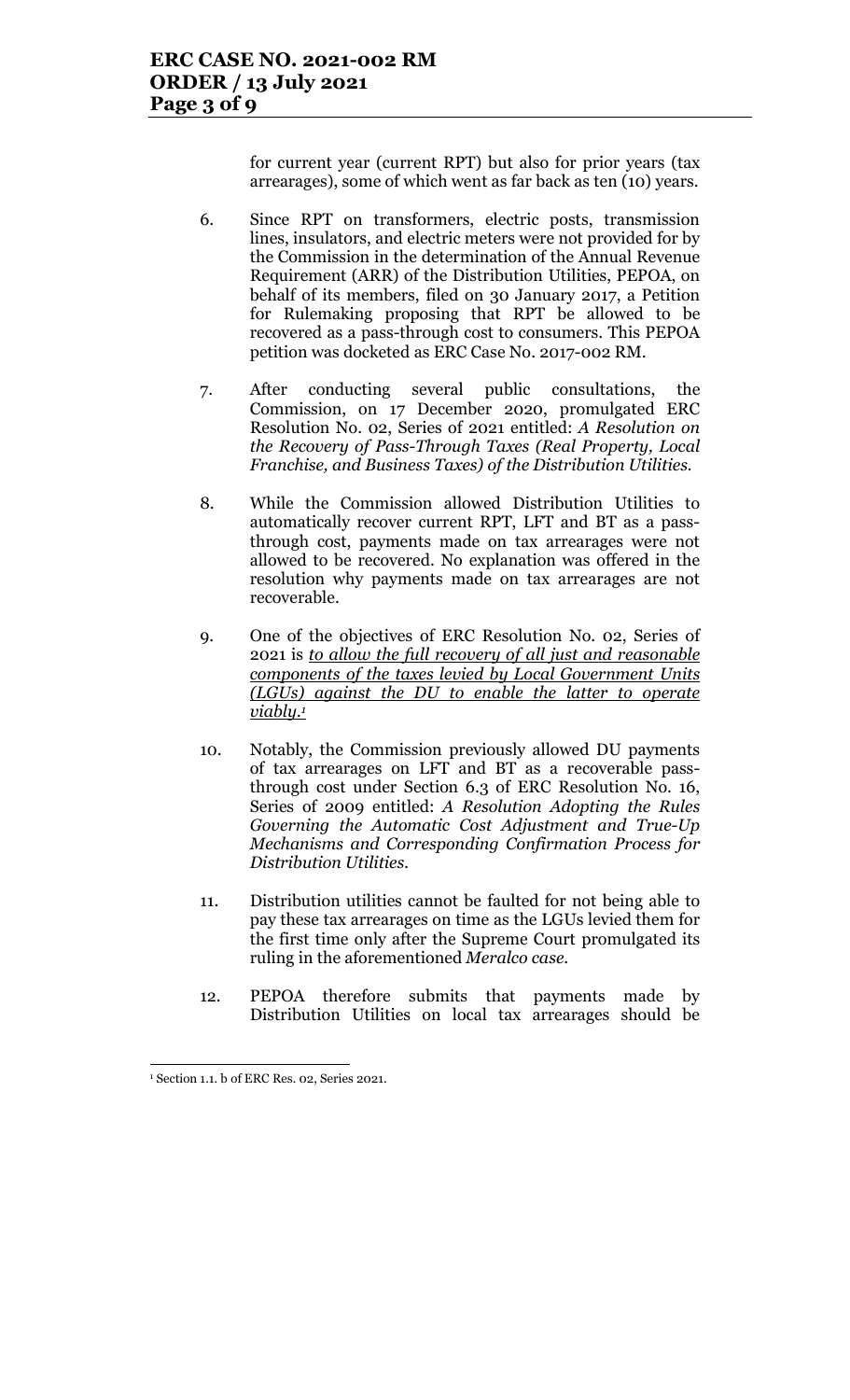for current year (current RPT) but also for prior years (tax arrearages), some of which went as far back as ten (10) years.

6. Since RPT on transformers, electric posts, transmission lines, insulators, and electric meters were not provided for by the Commission in the determination of the Annual Revenue Requirement (ARR) of the Distribution Utilities, PEPOA, on behalf of its members, filed on 30 January 2017, a Petition for Rulemaking proposing that RPT be allowed to be recovered as a pass-through cost to consumers. This PEPOA petition was docketed as ERC Case No. 2017-002 RM.

7. After conducting several public consultations, the Commission, on 17 December 2020, promulgated ERC Resolution No. 02, Series of 2021 entitled: *A Resolution on the Recovery of Pass-Through Taxes (Real Property, Local Franchise, and Business Taxes) of the Distribution Utilities.*

8. While the Commission allowed Distribution Utilities to automatically recover current RPT, LFT and BT as a pass-through cost, payments made on tax arrearages were not allowed to be recovered. No explanation was offered in the resolution why payments made on tax arrearages are not recoverable.

9. One of the objectives of ERC Resolution No. 02, Series of 2021 is *to allow the full recovery of all just and reasonable components of the taxes levied by Local Government Units (LGUs) against the DU to enable the latter to operate viably.*[1]

10. Notably, the Commission previously allowed DU payments of tax arrearages on LFT and BT as a recoverable pass-through cost under Section 6.3 of ERC Resolution No. 16, Series of 2009 entitled: *A Resolution Adopting the Rules Governing the Automatic Cost Adjustment and True-Up Mechanisms and Corresponding Confirmation Process for Distribution Utilities.*

11. Distribution utilities cannot be faulted for not being able to pay these tax arrearages on time as the LGUs levied them for the first time only after the Supreme Court promulgated its ruling in the aforementioned *Meralco case.*

12. PEPOA therefore submits that payments made by Distribution Utilities on local tax arrearages should be

---

[1] Section 1.1. b of ERC Res. 02, Series 2021.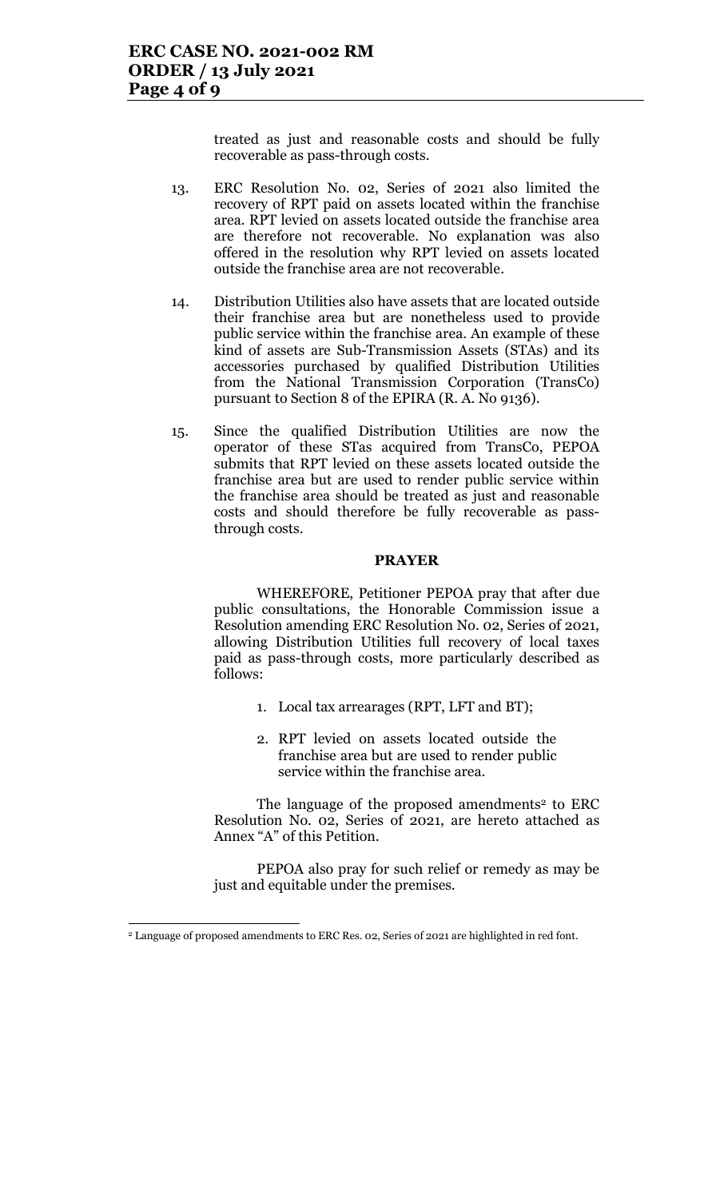treated as just and reasonable costs and should be fully recoverable as pass-through costs.

13. ERC Resolution No. 02, Series of 2021 also limited the recovery of RPT paid on assets located within the franchise area. RPT levied on assets located outside the franchise area are therefore not recoverable. No explanation was also offered in the resolution why RPT levied on assets located outside the franchise area are not recoverable.

14. Distribution Utilities also have assets that are located outside their franchise area but are nonetheless used to provide public service within the franchise area. An example of these kind of assets are Sub-Transmission Assets (STAs) and its accessories purchased by qualified Distribution Utilities from the National Transmission Corporation (TransCo) pursuant to Section 8 of the EPIRA (R. A. No 9136).

15. Since the qualified Distribution Utilities are now the operator of these STas acquired from TransCo, PEPOA submits that RPT levied on these assets located outside the franchise area but are used to render public service within the franchise area should be treated as just and reasonable costs and should therefore be fully recoverable as pass-through costs.

## PRAYER

WHEREFORE, Petitioner PEPOA pray that after due public consultations, the Honorable Commission issue a Resolution amending ERC Resolution No. 02, Series of 2021, allowing Distribution Utilities full recovery of local taxes paid as pass-through costs, more particularly described as follows:

1. Local tax arrearages (RPT, LFT and BT);
2. RPT levied on assets located outside the franchise area but are used to render public service within the franchise area.

The language of the proposed amendments[2] to ERC Resolution No. 02, Series of 2021, are hereto attached as Annex "A" of this Petition.

PEPOA also pray for such relief or remedy as may be just and equitable under the premises.

---

[2] Language of proposed amendments to ERC Res. 02, Series of 2021 are highlighted in red font.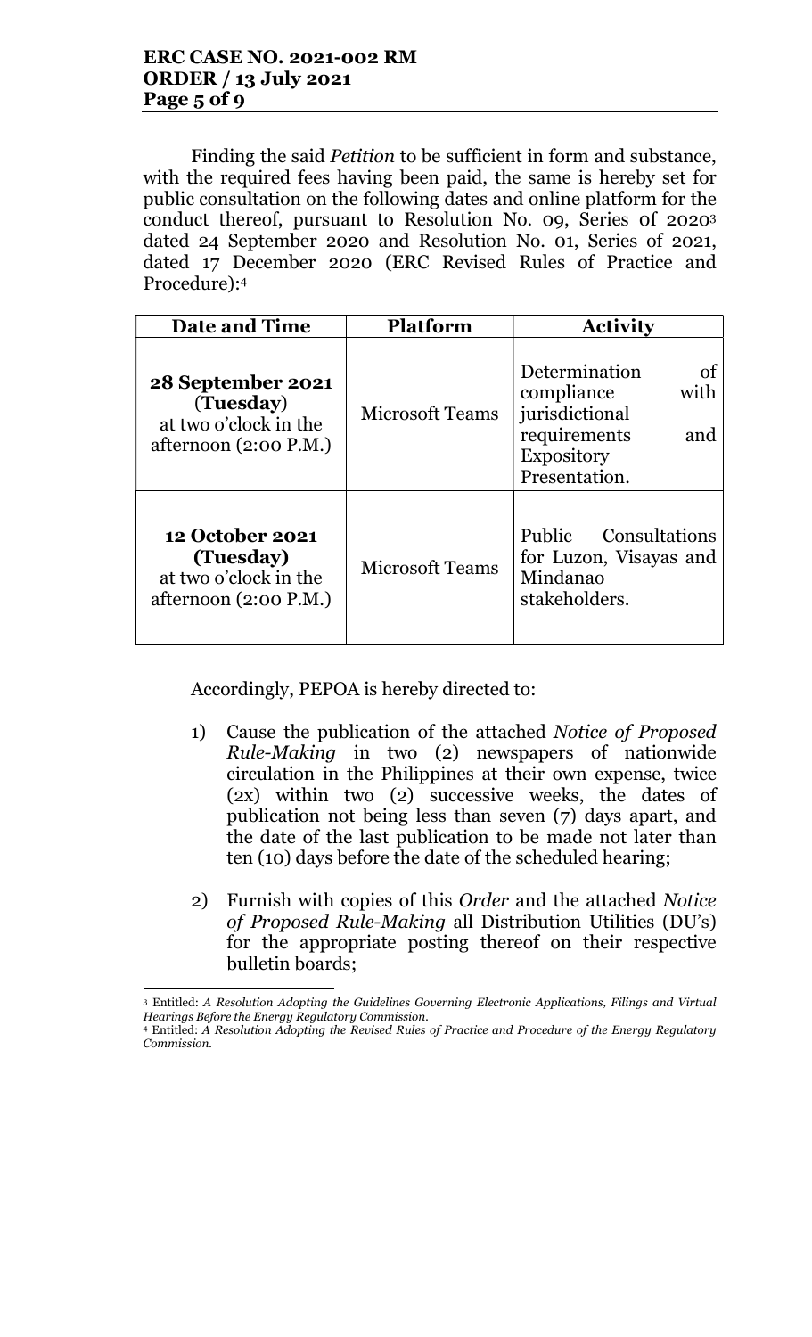Finding the said *Petition* to be sufficient in form and substance, with the required fees having been paid, the same is hereby set for public consultation on the following dates and online platform for the conduct thereof, pursuant to Resolution No. 09, Series of 2020[3] dated 24 September 2020 and Resolution No. 01, Series of 2021, dated 17 December 2020 (ERC Revised Rules of Practice and Procedure):[4]

| Date and Time | Platform | Activity |
| --- | --- | --- |
| **28 September 2021 (Tuesday)** at two o'clock in the afternoon (2:00 P.M.) | Microsoft Teams | Determination of compliance with jurisdictional requirements and Expository Presentation. |
| **12 October 2021 (Tuesday)** at two o'clock in the afternoon (2:00 P.M.) | Microsoft Teams | Public Consultations for Luzon, Visayas and Mindanao stakeholders. |

Accordingly, PEPOA is hereby directed to:

1) Cause the publication of the attached *Notice of Proposed Rule-Making* in two (2) newspapers of nationwide circulation in the Philippines at their own expense, twice (2x) within two (2) successive weeks, the dates of publication not being less than seven (7) days apart, and the date of the last publication to be made not later than ten (10) days before the date of the scheduled hearing;

2) Furnish with copies of this *Order* and the attached *Notice of Proposed Rule-Making* all Distribution Utilities (DU's) for the appropriate posting thereof on their respective bulletin boards;

---

[3] Entitled: *A Resolution Adopting the Guidelines Governing Electronic Applications, Filings and Virtual Hearings Before the Energy Regulatory Commission.*

[4] Entitled: *A Resolution Adopting the Revised Rules of Practice and Procedure of the Energy Regulatory Commission.*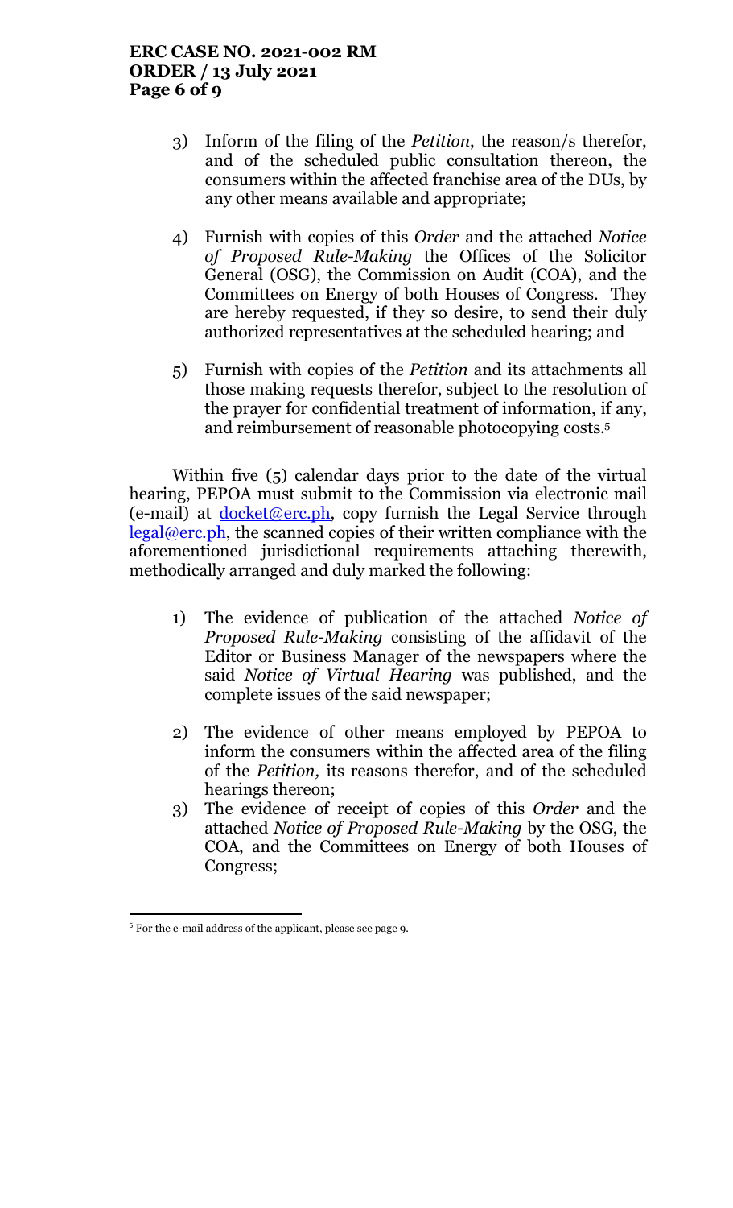3) Inform of the filing of the *Petition*, the reason/s therefor, and of the scheduled public consultation thereon, the consumers within the affected franchise area of the DUs, by any other means available and appropriate;

4) Furnish with copies of this *Order* and the attached *Notice of Proposed Rule-Making* the Offices of the Solicitor General (OSG), the Commission on Audit (COA), and the Committees on Energy of both Houses of Congress. They are hereby requested, if they so desire, to send their duly authorized representatives at the scheduled hearing; and

5) Furnish with copies of the *Petition* and its attachments all those making requests therefor, subject to the resolution of the prayer for confidential treatment of information, if any, and reimbursement of reasonable photocopying costs.[5]

Within five (5) calendar days prior to the date of the virtual hearing, PEPOA must submit to the Commission via electronic mail (e-mail) at docket@erc.ph, copy furnish the Legal Service through legal@erc.ph, the scanned copies of their written compliance with the aforementioned jurisdictional requirements attaching therewith, methodically arranged and duly marked the following:

1) The evidence of publication of the attached *Notice of Proposed Rule-Making* consisting of the affidavit of the Editor or Business Manager of the newspapers where the said *Notice of Virtual Hearing* was published, and the complete issues of the said newspaper;

2) The evidence of other means employed by PEPOA to inform the consumers within the affected area of the filing of the *Petition,* its reasons therefor, and of the scheduled hearings thereon;

3) The evidence of receipt of copies of this *Order* and the attached *Notice of Proposed Rule-Making* by the OSG, the COA, and the Committees on Energy of both Houses of Congress;

---

[5] For the e-mail address of the applicant, please see page 9.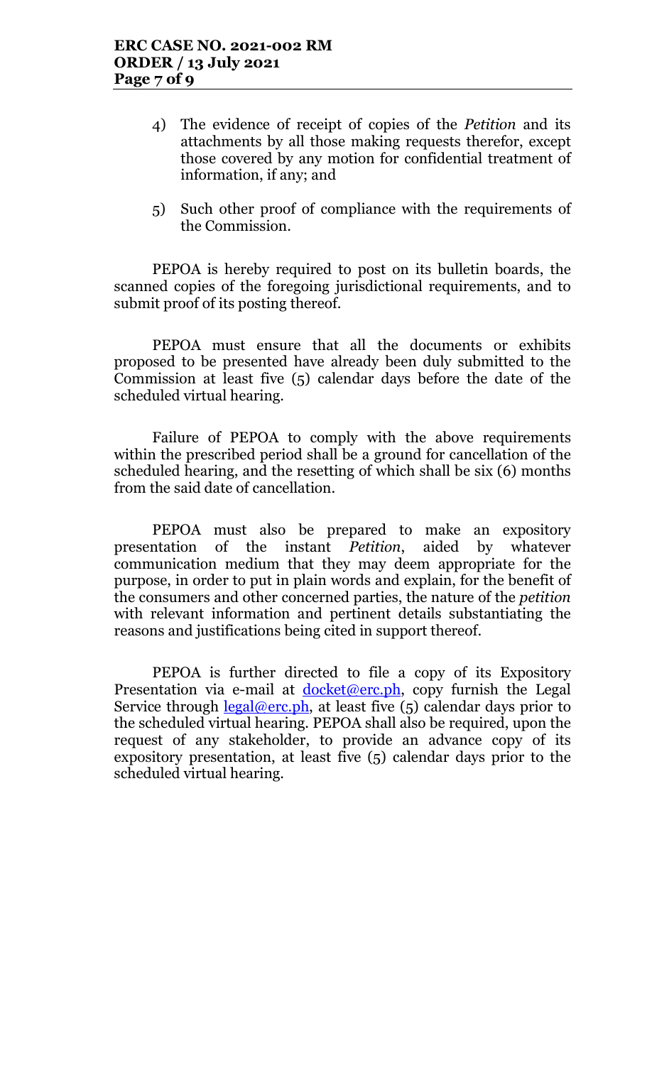4) The evidence of receipt of copies of the *Petition* and its attachments by all those making requests therefor, except those covered by any motion for confidential treatment of information, if any; and

5) Such other proof of compliance with the requirements of the Commission.

PEPOA is hereby required to post on its bulletin boards, the scanned copies of the foregoing jurisdictional requirements, and to submit proof of its posting thereof.

PEPOA must ensure that all the documents or exhibits proposed to be presented have already been duly submitted to the Commission at least five (5) calendar days before the date of the scheduled virtual hearing.

Failure of PEPOA to comply with the above requirements within the prescribed period shall be a ground for cancellation of the scheduled hearing, and the resetting of which shall be six (6) months from the said date of cancellation.

PEPOA must also be prepared to make an expository presentation of the instant *Petition*, aided by whatever communication medium that they may deem appropriate for the purpose, in order to put in plain words and explain, for the benefit of the consumers and other concerned parties, the nature of the *petition* with relevant information and pertinent details substantiating the reasons and justifications being cited in support thereof.

PEPOA is further directed to file a copy of its Expository Presentation via e-mail at docket@erc.ph, copy furnish the Legal Service through legal@erc.ph, at least five (5) calendar days prior to the scheduled virtual hearing. PEPOA shall also be required, upon the request of any stakeholder, to provide an advance copy of its expository presentation, at least five (5) calendar days prior to the scheduled virtual hearing.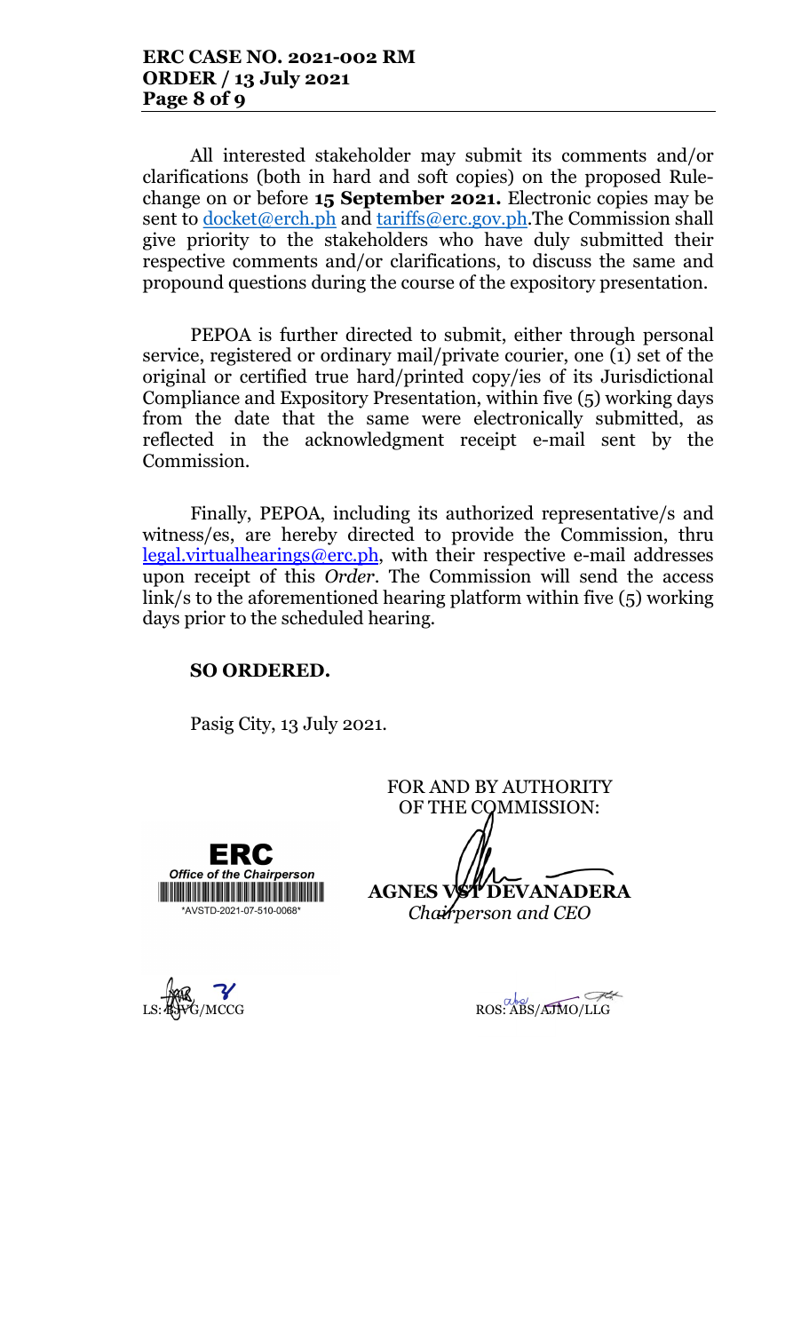All interested stakeholder may submit its comments and/or clarifications (both in hard and soft copies) on the proposed Rule-change on or before **15 September 2021.** Electronic copies may be sent to docket@erch.ph and tariffs@erc.gov.ph.The Commission shall give priority to the stakeholders who have duly submitted their respective comments and/or clarifications, to discuss the same and propound questions during the course of the expository presentation.

PEPOA is further directed to submit, either through personal service, registered or ordinary mail/private courier, one (1) set of the original or certified true hard/printed copy/ies of its Jurisdictional Compliance and Expository Presentation, within five (5) working days from the date that the same were electronically submitted, as reflected in the acknowledgment receipt e-mail sent by the Commission.

Finally, PEPOA, including its authorized representative/s and witness/es, are hereby directed to provide the Commission, thru legal.virtualhearings@erc.ph, with their respective e-mail addresses upon receipt of this *Order*. The Commission will send the access link/s to the aforementioned hearing platform within five (5) working days prior to the scheduled hearing.

**SO ORDERED.**

Pasig City, 13 July 2021.

FOR AND BY AUTHORITY OF THE COMMISSION:

ERC
*Office of the Chairperson*
*AVSTD-2021-07-510-0068*

**AGNES VST DEVANADERA**
*Chairperson and CEO*

LS: RJVG/MCCG

ROS: ABS/AJMO/LLG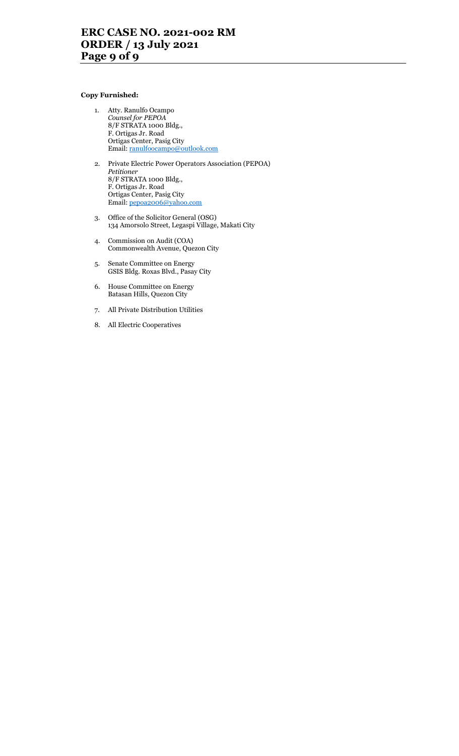**Copy Furnished:**

1. Atty. Ranulfo Ocampo
   *Counsel for PEPOA*
   8/F STRATA 1000 Bldg.,
   F. Ortigas Jr. Road
   Ortigas Center, Pasig City
   Email: ranulfoocampo@outlook.com

2. Private Electric Power Operators Association (PEPOA)
   *Petitioner*
   8/F STRATA 1000 Bldg.,
   F. Ortigas Jr. Road
   Ortigas Center, Pasig City
   Email: pepoa2006@yahoo.com

3. Office of the Solicitor General (OSG)
   134 Amorsolo Street, Legaspi Village, Makati City

4. Commission on Audit (COA)
   Commonwealth Avenue, Quezon City

5. Senate Committee on Energy
   GSIS Bldg. Roxas Blvd., Pasay City

6. House Committee on Energy
   Batasan Hills, Quezon City

7. All Private Distribution Utilities

8. All Electric Cooperatives